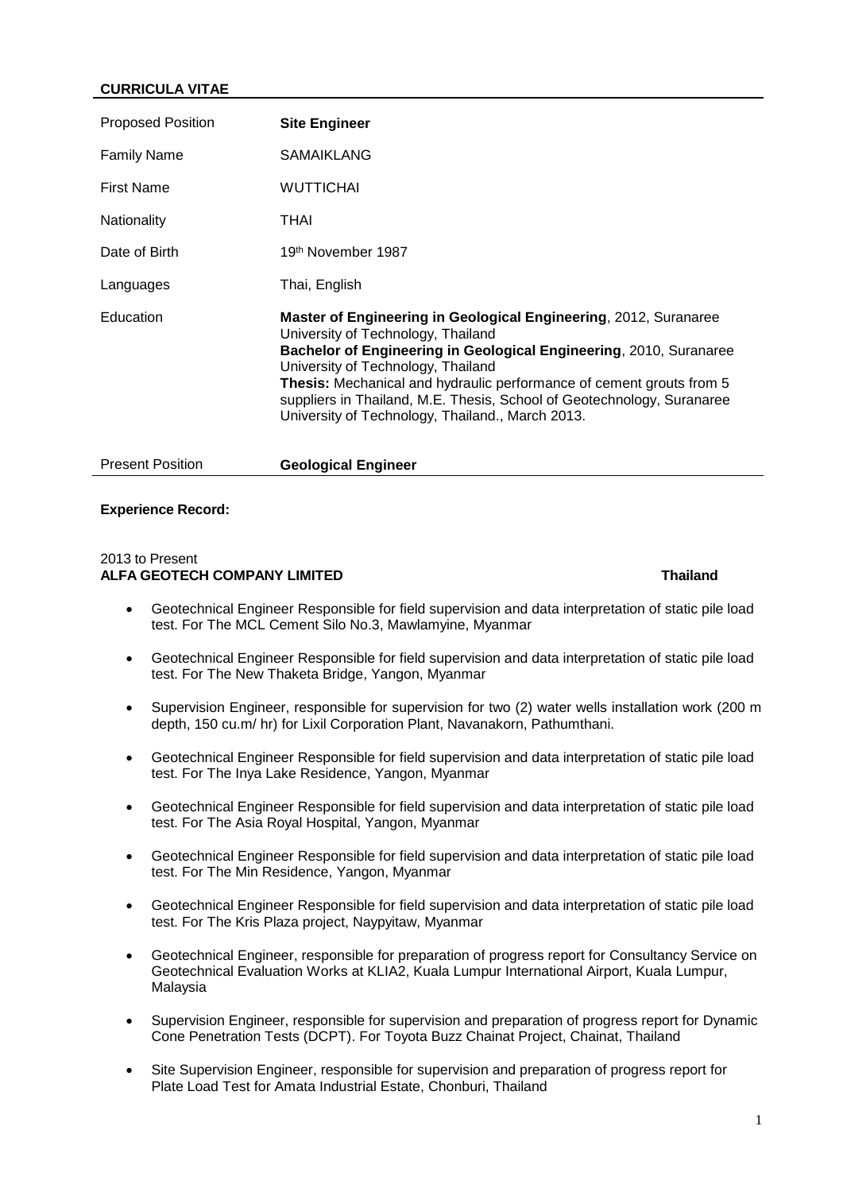**CURRICULA VITAE**

| | |
|---|---|
| Proposed Position | **Site Engineer** |
| Family Name | SAMAIKLANG |
| First Name | WUTTICHAI |
| Nationality | THAI |
| Date of Birth | 19th November 1987 |
| Languages | Thai, English |
| Education | **Master of Engineering in Geological Engineering**, 2012, Suranaree University of Technology, Thailand<br>**Bachelor of Engineering in Geological Engineering**, 2010, Suranaree University of Technology, Thailand<br>**Thesis:** Mechanical and hydraulic performance of cement grouts from 5 suppliers in Thailand, M.E. Thesis, School of Geotechnology, Suranaree University of Technology, Thailand., March 2013. |
| Present Position | **Geological Engineer** |

**Experience Record:**

2013 to Present
**ALFA GEOTECH COMPANY LIMITED** **Thailand**

- Geotechnical Engineer Responsible for field supervision and data interpretation of static pile load test. For The MCL Cement Silo No.3, Mawlamyine, Myanmar
- Geotechnical Engineer Responsible for field supervision and data interpretation of static pile load test. For The New Thaketa Bridge, Yangon, Myanmar
- Supervision Engineer, responsible for supervision for two (2) water wells installation work (200 m depth, 150 cu.m/ hr) for Lixil Corporation Plant, Navanakorn, Pathumthani.
- Geotechnical Engineer Responsible for field supervision and data interpretation of static pile load test. For The Inya Lake Residence, Yangon, Myanmar
- Geotechnical Engineer Responsible for field supervision and data interpretation of static pile load test. For The Asia Royal Hospital, Yangon, Myanmar
- Geotechnical Engineer Responsible for field supervision and data interpretation of static pile load test. For The Min Residence, Yangon, Myanmar
- Geotechnical Engineer Responsible for field supervision and data interpretation of static pile load test. For The Kris Plaza project, Naypyitaw, Myanmar
- Geotechnical Engineer, responsible for preparation of progress report for Consultancy Service on Geotechnical Evaluation Works at KLIA2, Kuala Lumpur International Airport, Kuala Lumpur, Malaysia
- Supervision Engineer, responsible for supervision and preparation of progress report for Dynamic Cone Penetration Tests (DCPT). For Toyota Buzz Chainat Project, Chainat, Thailand
- Site Supervision Engineer, responsible for supervision and preparation of progress report for Plate Load Test for Amata Industrial Estate, Chonburi, Thailand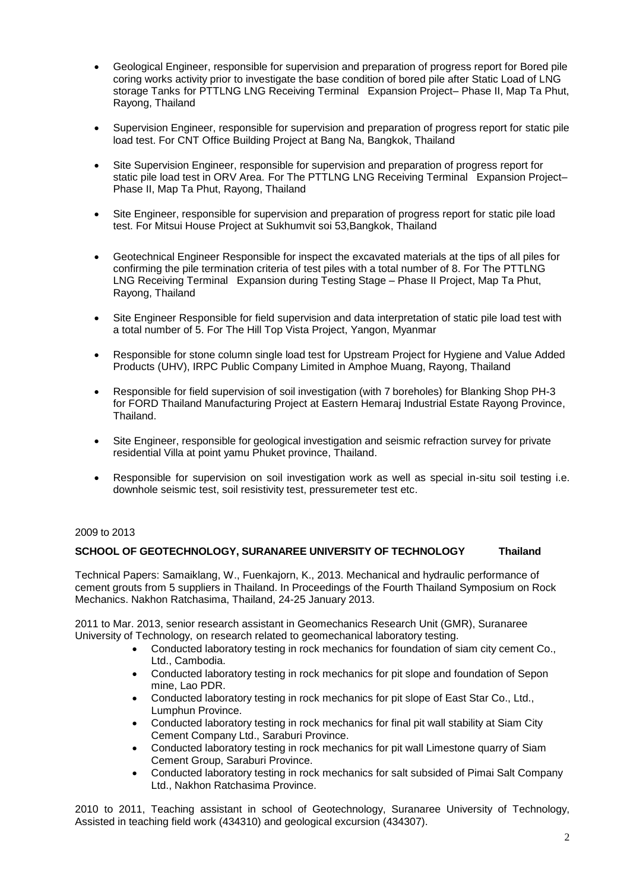- Geological Engineer, responsible for supervision and preparation of progress report for Bored pile coring works activity prior to investigate the base condition of bored pile after Static Load of LNG storage Tanks for PTTLNG LNG Receiving Terminal Expansion Project– Phase II, Map Ta Phut, Rayong, Thailand

- Supervision Engineer, responsible for supervision and preparation of progress report for static pile load test. For CNT Office Building Project at Bang Na, Bangkok, Thailand

- Site Supervision Engineer, responsible for supervision and preparation of progress report for static pile load test in ORV Area. For The PTTLNG LNG Receiving Terminal Expansion Project– Phase II, Map Ta Phut, Rayong, Thailand

- Site Engineer, responsible for supervision and preparation of progress report for static pile load test. For Mitsui House Project at Sukhumvit soi 53,Bangkok, Thailand

- Geotechnical Engineer Responsible for inspect the excavated materials at the tips of all piles for confirming the pile termination criteria of test piles with a total number of 8. For The PTTLNG LNG Receiving Terminal Expansion during Testing Stage – Phase II Project, Map Ta Phut, Rayong, Thailand

- Site Engineer Responsible for field supervision and data interpretation of static pile load test with a total number of 5. For The Hill Top Vista Project, Yangon, Myanmar

- Responsible for stone column single load test for Upstream Project for Hygiene and Value Added Products (UHV), IRPC Public Company Limited in Amphoe Muang, Rayong, Thailand

- Responsible for field supervision of soil investigation (with 7 boreholes) for Blanking Shop PH-3 for FORD Thailand Manufacturing Project at Eastern Hemaraj Industrial Estate Rayong Province, Thailand.

- Site Engineer, responsible for geological investigation and seismic refraction survey for private residential Villa at point yamu Phuket province, Thailand.

- Responsible for supervision on soil investigation work as well as special in-situ soil testing i.e. downhole seismic test, soil resistivity test, pressuremeter test etc.

2009 to 2013

**SCHOOL OF GEOTECHNOLOGY, SURANAREE UNIVERSITY OF TECHNOLOGY Thailand**

Technical Papers: Samaiklang, W., Fuenkajorn, K., 2013. Mechanical and hydraulic performance of cement grouts from 5 suppliers in Thailand. In Proceedings of the Fourth Thailand Symposium on Rock Mechanics. Nakhon Ratchasima, Thailand, 24-25 January 2013.

2011 to Mar. 2013, senior research assistant in Geomechanics Research Unit (GMR), Suranaree University of Technology, on research related to geomechanical laboratory testing.

- Conducted laboratory testing in rock mechanics for foundation of siam city cement Co., Ltd., Cambodia.
- Conducted laboratory testing in rock mechanics for pit slope and foundation of Sepon mine, Lao PDR.
- Conducted laboratory testing in rock mechanics for pit slope of East Star Co., Ltd., Lumphun Province.
- Conducted laboratory testing in rock mechanics for final pit wall stability at Siam City Cement Company Ltd., Saraburi Province.
- Conducted laboratory testing in rock mechanics for pit wall Limestone quarry of Siam Cement Group, Saraburi Province.
- Conducted laboratory testing in rock mechanics for salt subsided of Pimai Salt Company Ltd., Nakhon Ratchasima Province.

2010 to 2011, Teaching assistant in school of Geotechnology, Suranaree University of Technology, Assisted in teaching field work (434310) and geological excursion (434307).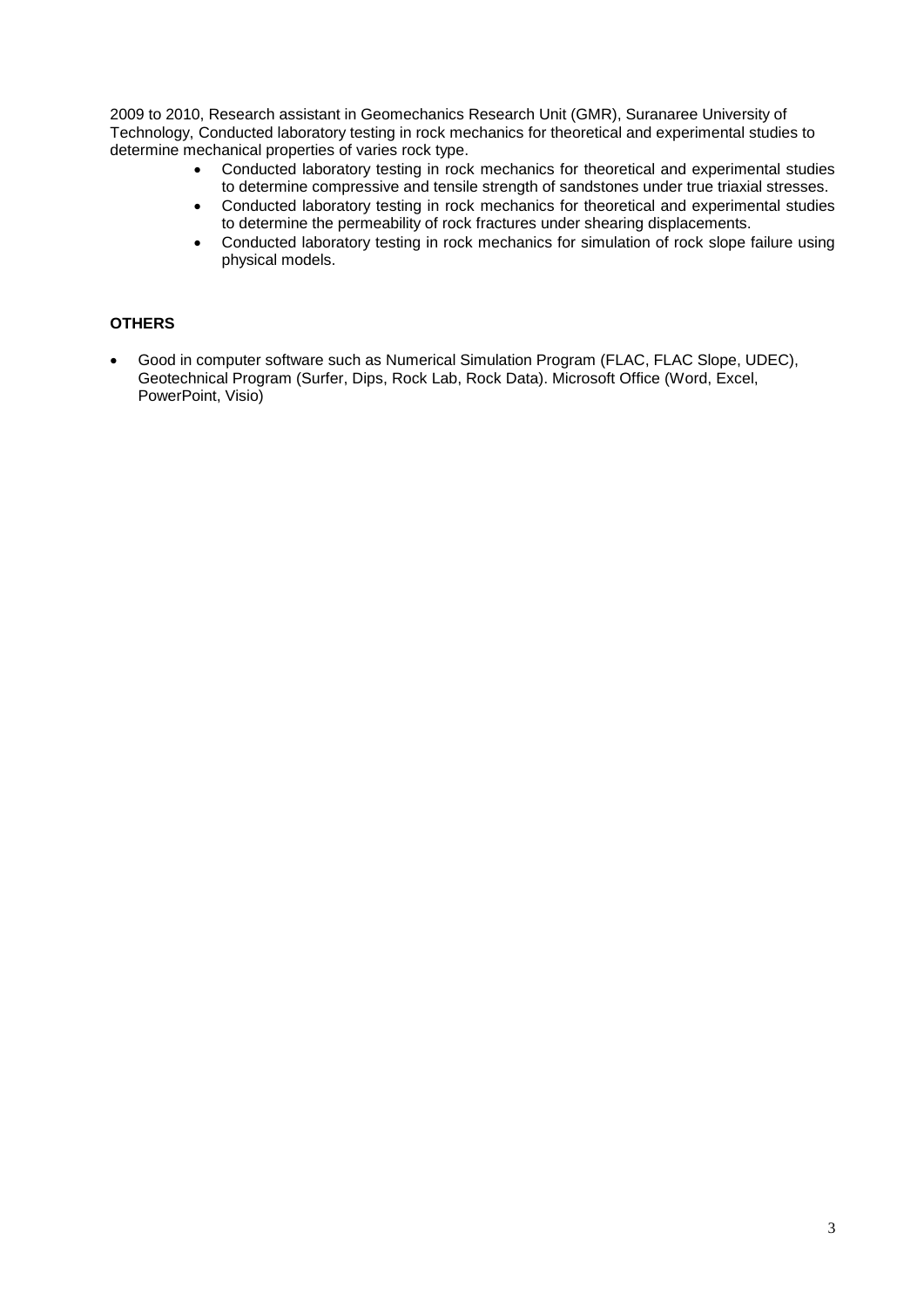2009 to 2010, Research assistant in Geomechanics Research Unit (GMR), Suranaree University of Technology, Conducted laboratory testing in rock mechanics for theoretical and experimental studies to determine mechanical properties of varies rock type.

- Conducted laboratory testing in rock mechanics for theoretical and experimental studies to determine compressive and tensile strength of sandstones under true triaxial stresses.
- Conducted laboratory testing in rock mechanics for theoretical and experimental studies to determine the permeability of rock fractures under shearing displacements.
- Conducted laboratory testing in rock mechanics for simulation of rock slope failure using physical models.

**OTHERS**

- Good in computer software such as Numerical Simulation Program (FLAC, FLAC Slope, UDEC), Geotechnical Program (Surfer, Dips, Rock Lab, Rock Data). Microsoft Office (Word, Excel, PowerPoint, Visio)